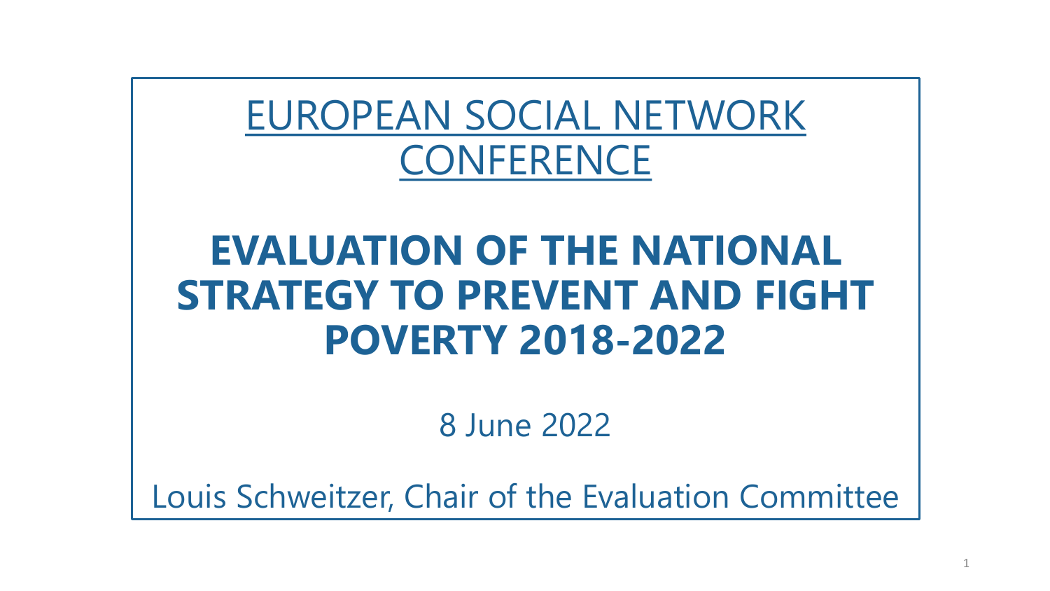EUROPEAN SOCIAL NETWORK CONFERENCE

# EVALUATION OF THE NATIONAL STRATEGY TO PREVENT AND FIGHT POVERTY 2018-2022

8 June 2022

Louis Schweitzer, Chair of the Evaluation Committee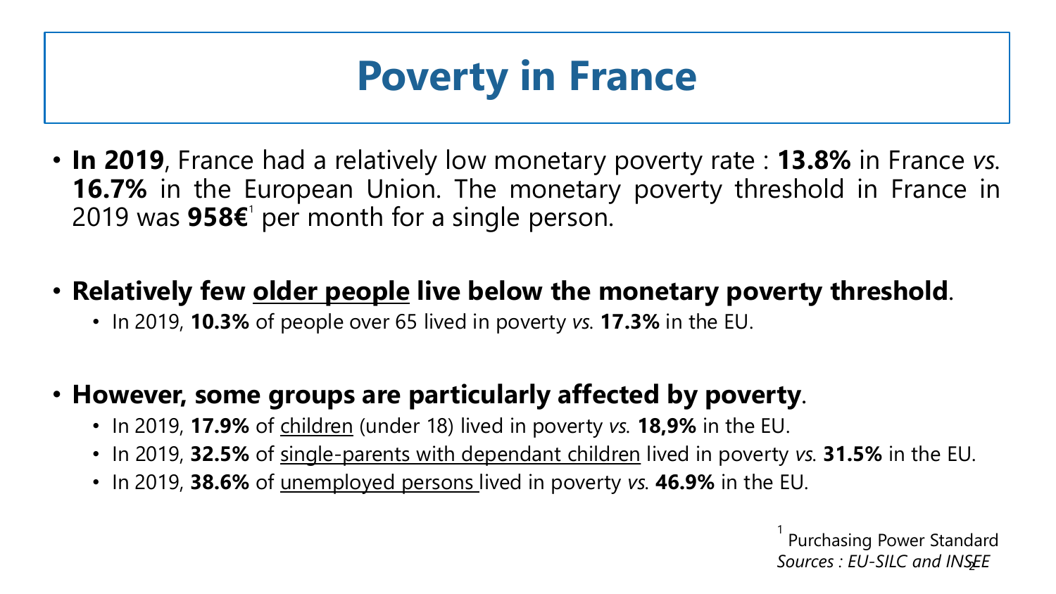# Poverty in France

- **In 2019**, France had a relatively low monetary poverty rate : **13.8%** in France *vs.* **16.7%** in the European Union. The monetary poverty threshold in France in 2019 was **958€**[1] per month for a single person.

- **Relatively few <u>older people</u> live below the monetary poverty threshold**.
  - In 2019, **10.3%** of people over 65 lived in poverty *vs.* **17.3%** in the EU.

- **However, some groups are particularly affected by poverty**.
  - In 2019, **17.9%** of <u>children</u> (under 18) lived in poverty *vs.* **18,9%** in the EU.
  - In 2019, **32.5%** of <u>single-parents with dependant children</u> lived in poverty *vs.* **31.5%** in the EU.
  - In 2019, **38.6%** of <u>unemployed persons</u> lived in poverty *vs.* **46.9%** in the EU.

[1] Purchasing Power Standard

*Sources : EU-SILC and INSEE*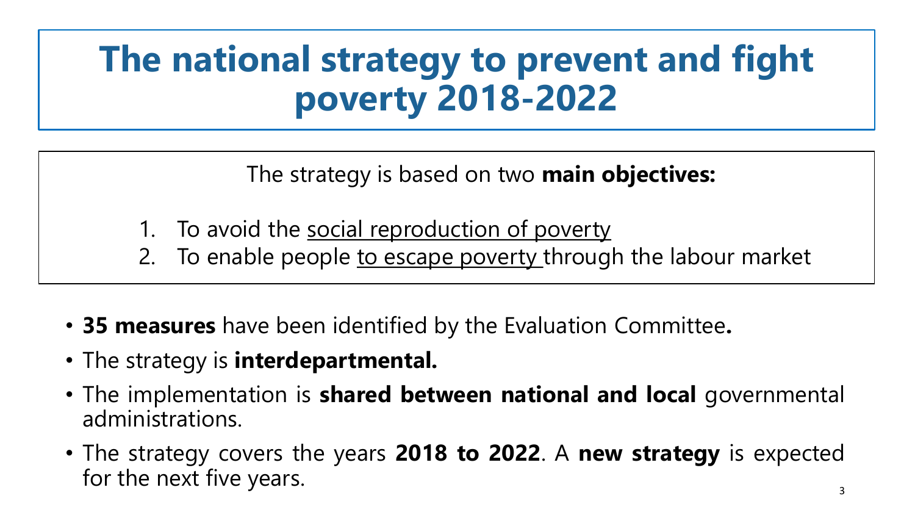# The national strategy to prevent and fight poverty 2018-2022

The strategy is based on two **main objectives:**

1. To avoid the <u>social reproduction of poverty</u>
2. To enable people <u>to escape poverty</u> through the labour market

- **35 measures** have been identified by the Evaluation Committee**.**
- The strategy is **interdepartmental.**
- The implementation is **shared between national and local** governmental administrations.
- The strategy covers the years **2018 to 2022**. A **new strategy** is expected for the next five years.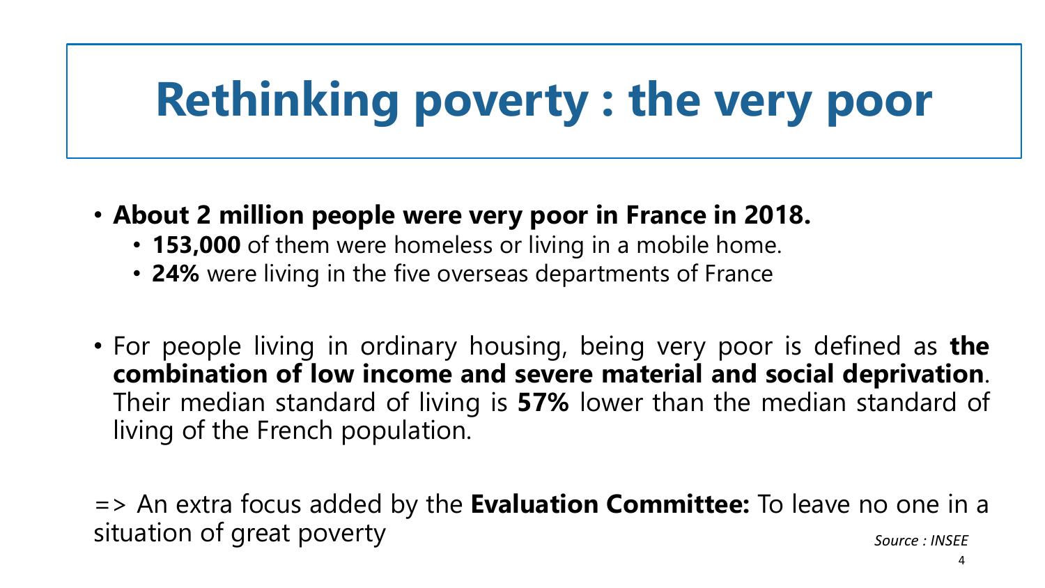# Rethinking poverty : the very poor

- **About 2 million people were very poor in France in 2018.**
  - **153,000** of them were homeless or living in a mobile home.
  - **24%** were living in the five overseas departments of France

- For people living in ordinary housing, being very poor is defined as **the combination of low income and severe material and social deprivation**. Their median standard of living is **57%** lower than the median standard of living of the French population.

=> An extra focus added by the **Evaluation Committee:** To leave no one in a situation of great poverty

*Source : INSEE*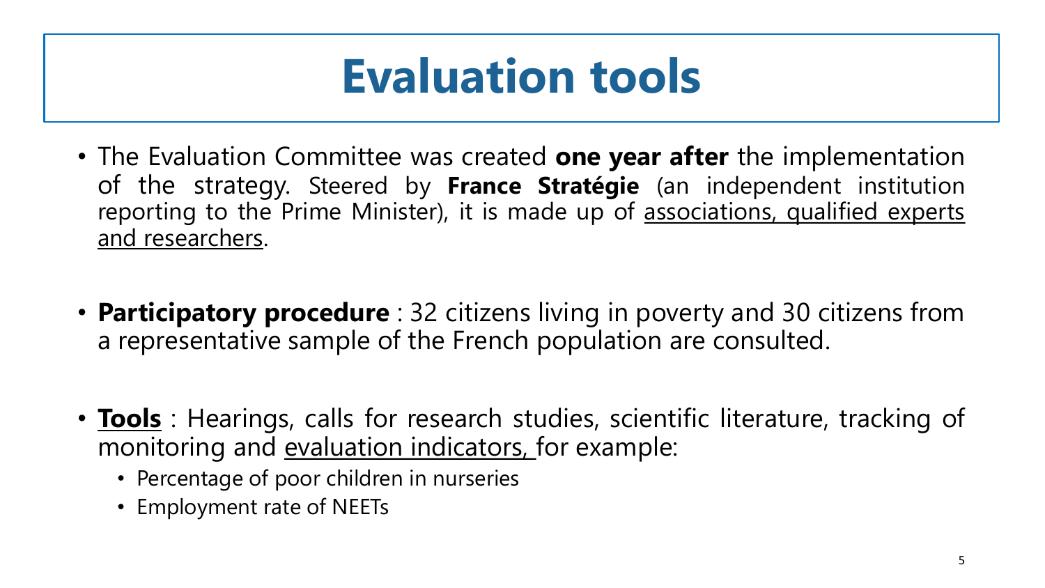# Evaluation tools

- The Evaluation Committee was created **one year after** the implementation of the strategy. Steered by **France Stratégie** (an independent institution reporting to the Prime Minister), it is made up of <u>associations, qualified experts and researchers</u>.

- **Participatory procedure** : 32 citizens living in poverty and 30 citizens from a representative sample of the French population are consulted.

- **<u>Tools</u>** : Hearings, calls for research studies, scientific literature, tracking of monitoring and <u>evaluation indicators,</u> for example:
  - Percentage of poor children in nurseries
  - Employment rate of NEETs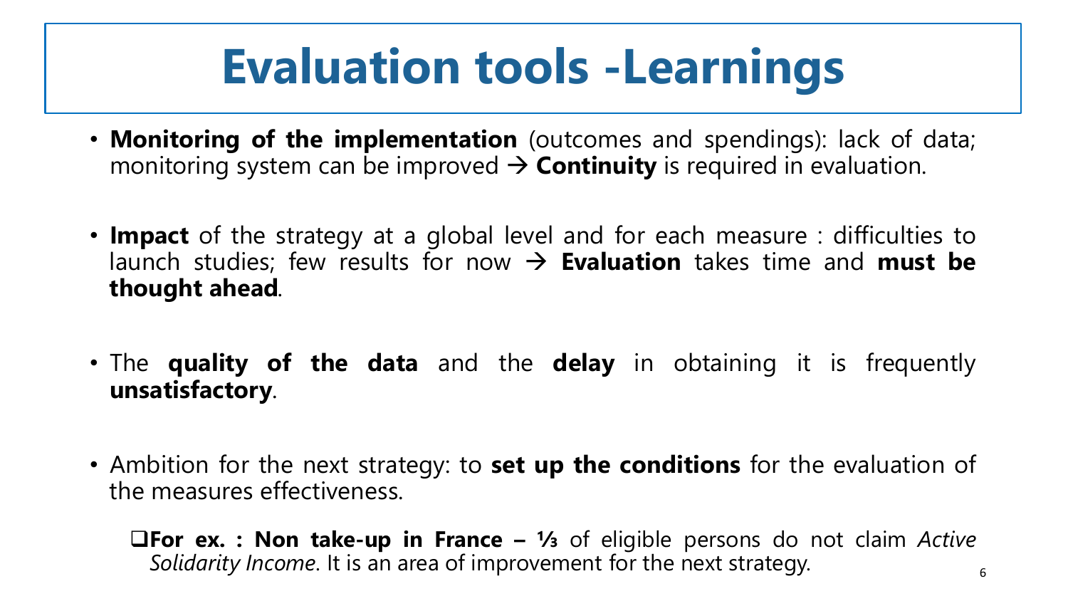# Evaluation tools -Learnings

- **Monitoring of the implementation** (outcomes and spendings): lack of data; monitoring system can be improved → **Continuity** is required in evaluation.

- **Impact** of the strategy at a global level and for each measure : difficulties to launch studies; few results for now → **Evaluation** takes time and **must be thought ahead**.

- The **quality of the data** and the **delay** in obtaining it is frequently **unsatisfactory**.

- Ambition for the next strategy: to **set up the conditions** for the evaluation of the measures effectiveness.

  - **For ex. : Non take-up in France – ⅓** of eligible persons do not claim *Active Solidarity Income*. It is an area of improvement for the next strategy.